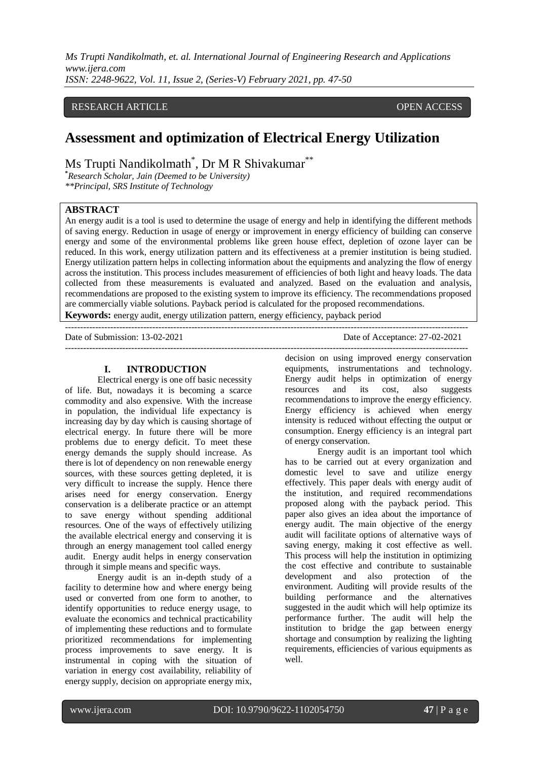RESEARCH ARTICLE OPEN ACCESS

# Assessment and optimization of Electrical Energy Utilization

Ms Trupti Nandikolmath*, Dr M R Shivakumar**

*Research Scholar, Jain (Deemed to be University)
**Principal, SRS Institute of Technology

## ABSTRACT

An energy audit is a tool is used to determine the usage of energy and help in identifying the different methods of saving energy. Reduction in usage of energy or improvement in energy efficiency of building can conserve energy and some of the environmental problems like green house effect, depletion of ozone layer can be reduced. In this work, energy utilization pattern and its effectiveness at a premier institution is being studied. Energy utilization pattern helps in collecting information about the equipments and analyzing the flow of energy across the institution. This process includes measurement of efficiencies of both light and heavy loads. The data collected from these measurements is evaluated and analyzed. Based on the evaluation and analysis, recommendations are proposed to the existing system to improve its efficiency. The recommendations proposed are commercially viable solutions. Payback period is calculated for the proposed recommendations.

**Keywords:** energy audit, energy utilization pattern, energy efficiency, payback period

Date of Submission: 13-02-2021 Date of Acceptance: 27-02-2021

## I. INTRODUCTION

Electrical energy is one off basic necessity of life. But, nowadays it is becoming a scarce commodity and also expensive. With the increase in population, the individual life expectancy is increasing day by day which is causing shortage of electrical energy. In future there will be more problems due to energy deficit. To meet these energy demands the supply should increase. As there is lot of dependency on non renewable energy sources, with these sources getting depleted, it is very difficult to increase the supply. Hence there arises need for energy conservation. Energy conservation is a deliberate practice or an attempt to save energy without spending additional resources. One of the ways of effectively utilizing the available electrical energy and conserving it is through an energy management tool called energy audit. Energy audit helps in energy conservation through it simple means and specific ways.

Energy audit is an in-depth study of a facility to determine how and where energy being used or converted from one form to another, to identify opportunities to reduce energy usage, to evaluate the economics and technical practicability of implementing these reductions and to formulate prioritized recommendations for implementing process improvements to save energy. It is instrumental in coping with the situation of variation in energy cost availability, reliability of energy supply, decision on appropriate energy mix, decision on using improved energy conservation equipments, instrumentations and technology. Energy audit helps in optimization of energy resources and its cost, also suggests recommendations to improve the energy efficiency. Energy efficiency is achieved when energy intensity is reduced without effecting the output or consumption. Energy efficiency is an integral part of energy conservation.

Energy audit is an important tool which has to be carried out at every organization and domestic level to save and utilize energy effectively. This paper deals with energy audit of the institution, and required recommendations proposed along with the payback period. This paper also gives an idea about the importance of energy audit. The main objective of the energy audit will facilitate options of alternative ways of saving energy, making it cost effective as well. This process will help the institution in optimizing the cost effective and contribute to sustainable development and also protection of the environment. Auditing will provide results of the building performance and the alternatives suggested in the audit which will help optimize its performance further. The audit will help the institution to bridge the gap between energy shortage and consumption by realizing the lighting requirements, efficiencies of various equipments as well.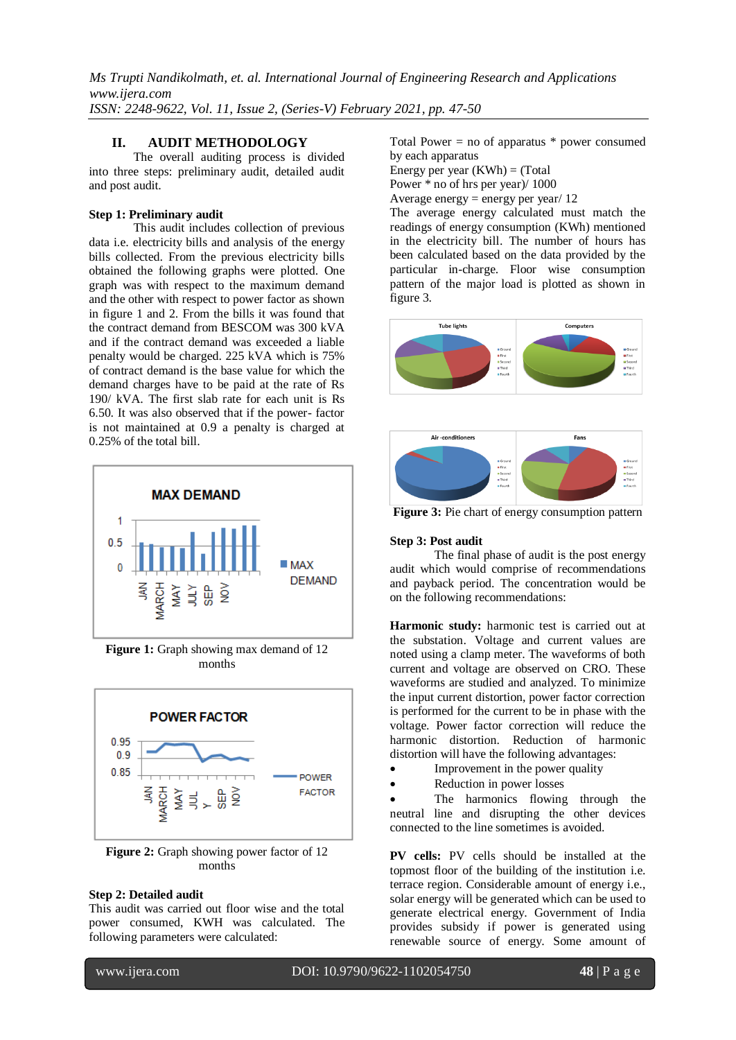## II. AUDIT METHODOLOGY

The overall auditing process is divided into three steps: preliminary audit, detailed audit and post audit.

**Step 1: Preliminary audit**

This audit includes collection of previous data i.e. electricity bills and analysis of the energy bills collected. From the previous electricity bills obtained the following graphs were plotted. One graph was with respect to the maximum demand and the other with respect to power factor as shown in figure 1 and 2. From the bills it was found that the contract demand from BESCOM was 300 kVA and if the contract demand was exceeded a liable penalty would be charged. 225 kVA which is 75% of contract demand is the base value for which the demand charges have to be paid at the rate of Rs 190/ kVA. The first slab rate for each unit is Rs 6.50. It was also observed that if the power- factor is not maintained at 0.9 a penalty is charged at 0.25% of the total bill.

**Figure 1:** Graph showing max demand of 12 months

**Figure 2:** Graph showing power factor of 12 months

**Step 2: Detailed audit**

This audit was carried out floor wise and the total power consumed, KWH was calculated. The following parameters were calculated:

Total Power = no of apparatus * power consumed by each apparatus

Energy per year (KWh) = (Total Power * no of hrs per year)/ 1000

Average energy = energy per year/ 12

The average energy calculated must match the readings of energy consumption (KWh) mentioned in the electricity bill. The number of hours has been calculated based on the data provided by the particular in-charge. Floor wise consumption pattern of the major load is plotted as shown in figure 3.

**Figure 3:** Pie chart of energy consumption pattern

**Step 3: Post audit**

The final phase of audit is the post energy audit which would comprise of recommendations and payback period. The concentration would be on the following recommendations:

**Harmonic study:** harmonic test is carried out at the substation. Voltage and current values are noted using a clamp meter. The waveforms of both current and voltage are observed on CRO. These waveforms are studied and analyzed. To minimize the input current distortion, power factor correction is performed for the current to be in phase with the voltage. Power factor correction will reduce the harmonic distortion. Reduction of harmonic distortion will have the following advantages:

- Improvement in the power quality
- Reduction in power losses
- The harmonics flowing through the neutral line and disrupting the other devices connected to the line sometimes is avoided.

**PV cells:** PV cells should be installed at the topmost floor of the building of the institution i.e. terrace region. Considerable amount of energy i.e., solar energy will be generated which can be used to generate electrical energy. Government of India provides subsidy if power is generated using renewable source of energy. Some amount of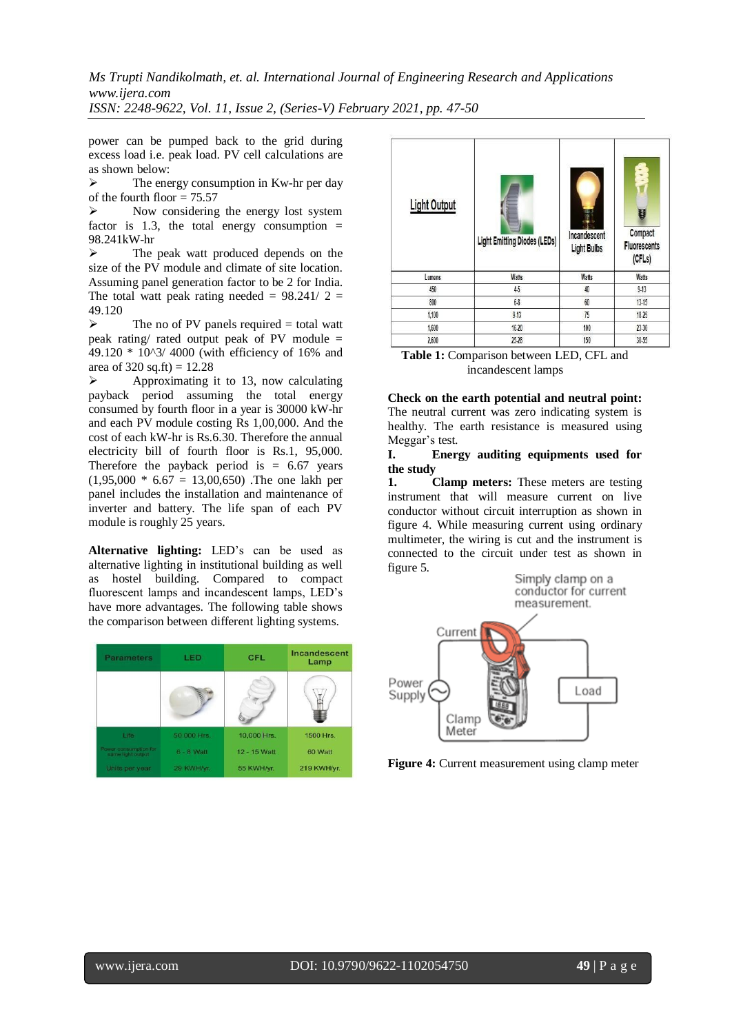power can be pumped back to the grid during excess load i.e. peak load. PV cell calculations are as shown below:

- The energy consumption in Kw-hr per day of the fourth floor = 75.57
- Now considering the energy lost system factor is 1.3, the total energy consumption = 98.241kW-hr
- The peak watt produced depends on the size of the PV module and climate of site location. Assuming panel generation factor to be 2 for India. The total watt peak rating needed = 98.241/ 2 = 49.120
- The no of PV panels required = total watt peak rating/ rated output peak of PV module = 49.120 * 10^3/ 4000 (with efficiency of 16% and area of 320 sq.ft) = 12.28
- Approximating it to 13, now calculating payback period assuming the total energy consumed by fourth floor in a year is 30000 kW-hr and each PV module costing Rs 1,00,000. And the cost of each kW-hr is Rs.6.30. Therefore the annual electricity bill of fourth floor is Rs.1, 95,000. Therefore the payback period is = 6.67 years (1,95,000 * 6.67 = 13,00,650) .The one lakh per panel includes the installation and maintenance of inverter and battery. The life span of each PV module is roughly 25 years.

**Alternative lighting:** LED's can be used as alternative lighting in institutional building as well as hostel building. Compared to compact fluorescent lamps and incandescent lamps, LED's have more advantages. The following table shows the comparison between different lighting systems.

| Parameters | LED | CFL | Incandescent Lamp |
|---|---|---|---|
| | | | |
| Life | 50,000 Hrs. | 10,000 Hrs. | 1500 Hrs. |
| Power consumption for same light output | 6 - 8 Watt | 12 - 15 Watt | 60 Watt |
| Units per year | 29 KWH/yr. | 55 KWH/yr. | 219 KWH/yr. |

| Light Output | Light Emitting Diodes (LEDs) | Incandescent Light Bulbs | Compact Fluorescents (CFLs) |
|---|---|---|---|
| Lumens | Watts | Watts | Watts |
| 450 | 4-5 | 40 | 9-13 |
| 800 | 6-8 | 60 | 13-15 |
| 1,100 | 9-13 | 75 | 18-25 |
| 1,600 | 16-20 | 100 | 23-30 |
| 2,600 | 25-28 | 150 | 30-55 |

**Table 1:** Comparison between LED, CFL and incandescent lamps

**Check on the earth potential and neutral point:** The neutral current was zero indicating system is healthy. The earth resistance is measured using Meggar's test.

**I. Energy auditing equipments used for the study**

**1. Clamp meters:** These meters are testing instrument that will measure current on live conductor without circuit interruption as shown in figure 4. While measuring current using ordinary multimeter, the wiring is cut and the instrument is connected to the circuit under test as shown in figure 5.

Simply clamp on a conductor for current measurement.

Current

Power Supply

Clamp Meter

Load

**Figure 4:** Current measurement using clamp meter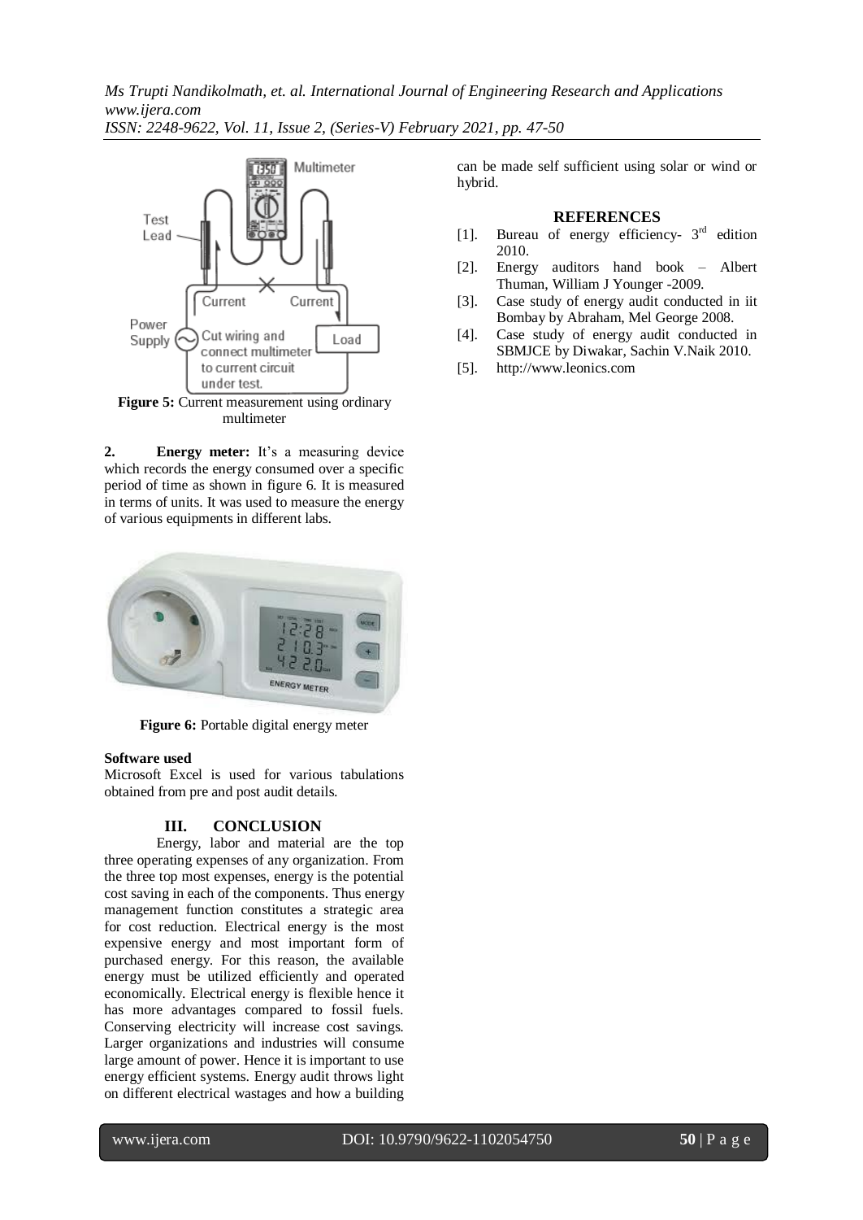Figure 5: Current measurement using ordinary multimeter

**2. Energy meter:** It's a measuring device which records the energy consumed over a specific period of time as shown in figure 6. It is measured in terms of units. It was used to measure the energy of various equipments in different labs.

**Figure 6:** Portable digital energy meter

**Software used**

Microsoft Excel is used for various tabulations obtained from pre and post audit details.

## III. CONCLUSION

Energy, labor and material are the top three operating expenses of any organization. From the three top most expenses, energy is the potential cost saving in each of the components. Thus energy management function constitutes a strategic area for cost reduction. Electrical energy is the most expensive energy and most important form of purchased energy. For this reason, the available energy must be utilized efficiently and operated economically. Electrical energy is flexible hence it has more advantages compared to fossil fuels. Conserving electricity will increase cost savings. Larger organizations and industries will consume large amount of power. Hence it is important to use energy efficient systems. Energy audit throws light on different electrical wastages and how a building can be made self sufficient using solar or wind or hybrid.

## REFERENCES

[1]. Bureau of energy efficiency- 3rd edition 2010.
[2]. Energy auditors hand book – Albert Thuman, William J Younger -2009.
[3]. Case study of energy audit conducted in iit Bombay by Abraham, Mel George 2008.
[4]. Case study of energy audit conducted in SBMJCE by Diwakar, Sachin V.Naik 2010.
[5]. http://www.leonics.com